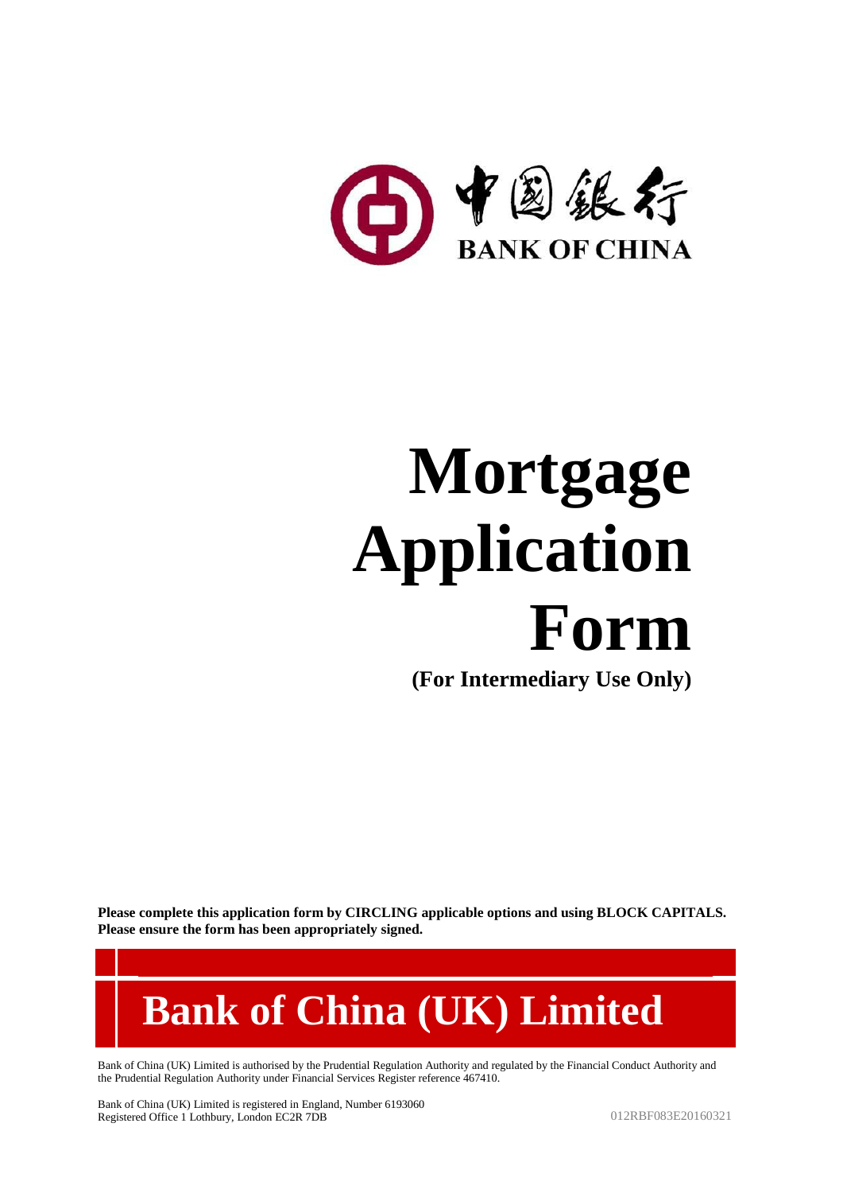中国银行

BANK OF CHINA

# Mortgage Application Form

**(For Intermediary Use Only)**

**Please complete this application form by CIRCLING applicable options and using BLOCK CAPITALS. Please ensure the form has been appropriately signed.**

## Bank of China (UK) Limited

Bank of China (UK) Limited is authorised by the Prudential Regulation Authority and regulated by the Financial Conduct Authority and the Prudential Regulation Authority under Financial Services Register reference 467410.

Bank of China (UK) Limited is registered in England, Number 6193060
Registered Office 1 Lothbury, London EC2R 7DB

012RBF083E20160321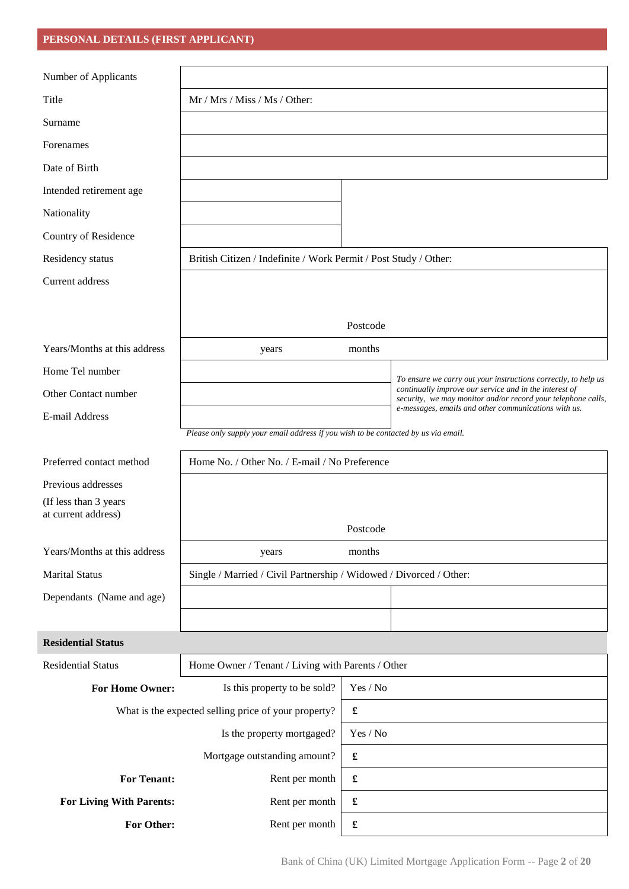## PERSONAL DETAILS (FIRST APPLICANT)

| | |
|---|---|
| Number of Applicants | |
| Title | Mr / Mrs / Miss / Ms / Other: |
| Surname | |
| Forenames | |
| Date of Birth | |
| Intended retirement age | |
| Nationality | |
| Country of Residence | |
| Residency status | British Citizen / Indefinite / Work Permit / Post Study / Other: |
| Current address | Postcode |
| Years/Months at this address | years months |
| Home Tel number | |
| Other Contact number | |
| E-mail Address | |

*To ensure we carry out your instructions correctly, to help us continually improve our service and in the interest of security, we may monitor and/or record your telephone calls, e-messages, emails and other communications with us.*

*Please only supply your email address if you wish to be contacted by us via email.*

| | |
|---|---|
| Preferred contact method | Home No. / Other No. / E-mail / No Preference |
| Previous addresses (If less than 3 years at current address) | Postcode |
| Years/Months at this address | years months |
| Marital Status | Single / Married / Civil Partnership / Widowed / Divorced / Other: |
| Dependants (Name and age) | |
| | |

### Residential Status

| | | |
|---|---|---|
| Residential Status | Home Owner / Tenant / Living with Parents / Other | |
| **For Home Owner:** | Is this property to be sold? | Yes / No |
| | What is the expected selling price of your property? | £ |
| | Is the property mortgaged? | Yes / No |
| | Mortgage outstanding amount? | £ |
| **For Tenant:** | Rent per month | £ |
| **For Living With Parents:** | Rent per month | £ |
| **For Other:** | Rent per month | £ |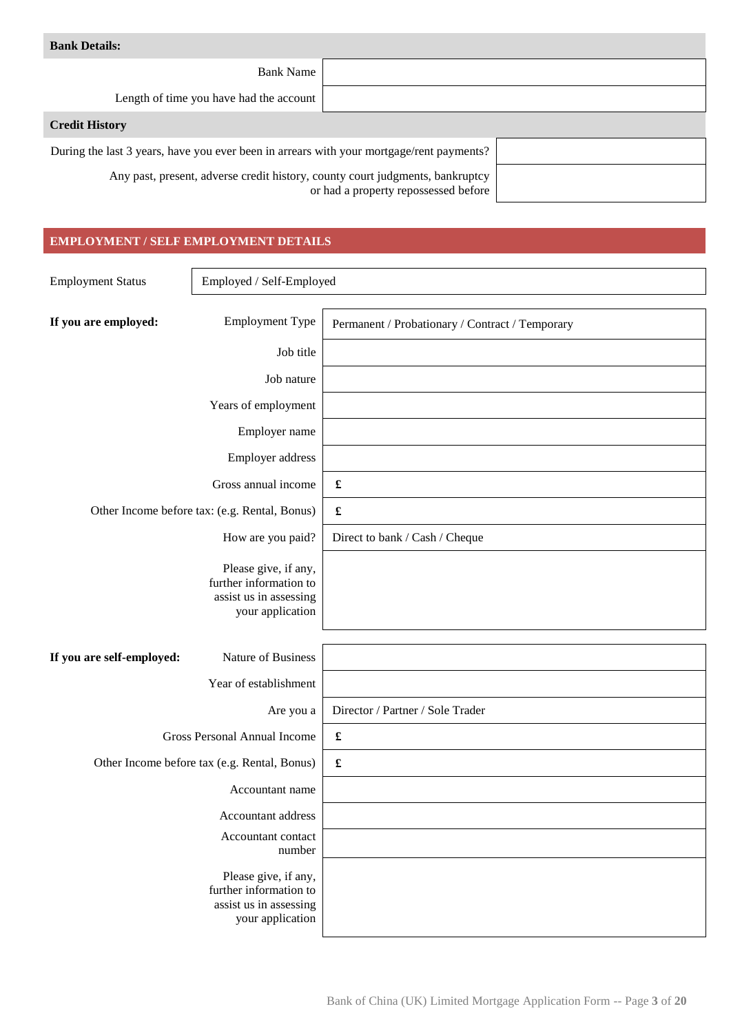**Bank Details:**

| | |
|---|---|
| Bank Name | |
| Length of time you have had the account | |

**Credit History**

| | |
|---|---|
| During the last 3 years, have you ever been in arrears with your mortgage/rent payments? | |
| Any past, present, adverse credit history, county court judgments, bankruptcy or had a property repossessed before | |

## EMPLOYMENT / SELF EMPLOYMENT DETAILS

| | |
|---|---|
| Employment Status | Employed / Self-Employed |

| | | |
|---|---|---|
| **If you are employed:** | Employment Type | Permanent / Probationary / Contract / Temporary |
| | Job title | |
| | Job nature | |
| | Years of employment | |
| | Employer name | |
| | Employer address | |
| | Gross annual income | £ |
| | Other Income before tax: (e.g. Rental, Bonus) | £ |
| | How are you paid? | Direct to bank / Cash / Cheque |
| | Please give, if any, further information to assist us in assessing your application | |

| | | |
|---|---|---|
| **If you are self-employed:** | Nature of Business | |
| | Year of establishment | |
| | Are you a | Director / Partner / Sole Trader |
| | Gross Personal Annual Income | £ |
| | Other Income before tax (e.g. Rental, Bonus) | £ |
| | Accountant name | |
| | Accountant address | |
| | Accountant contact number | |
| | Please give, if any, further information to assist us in assessing your application | |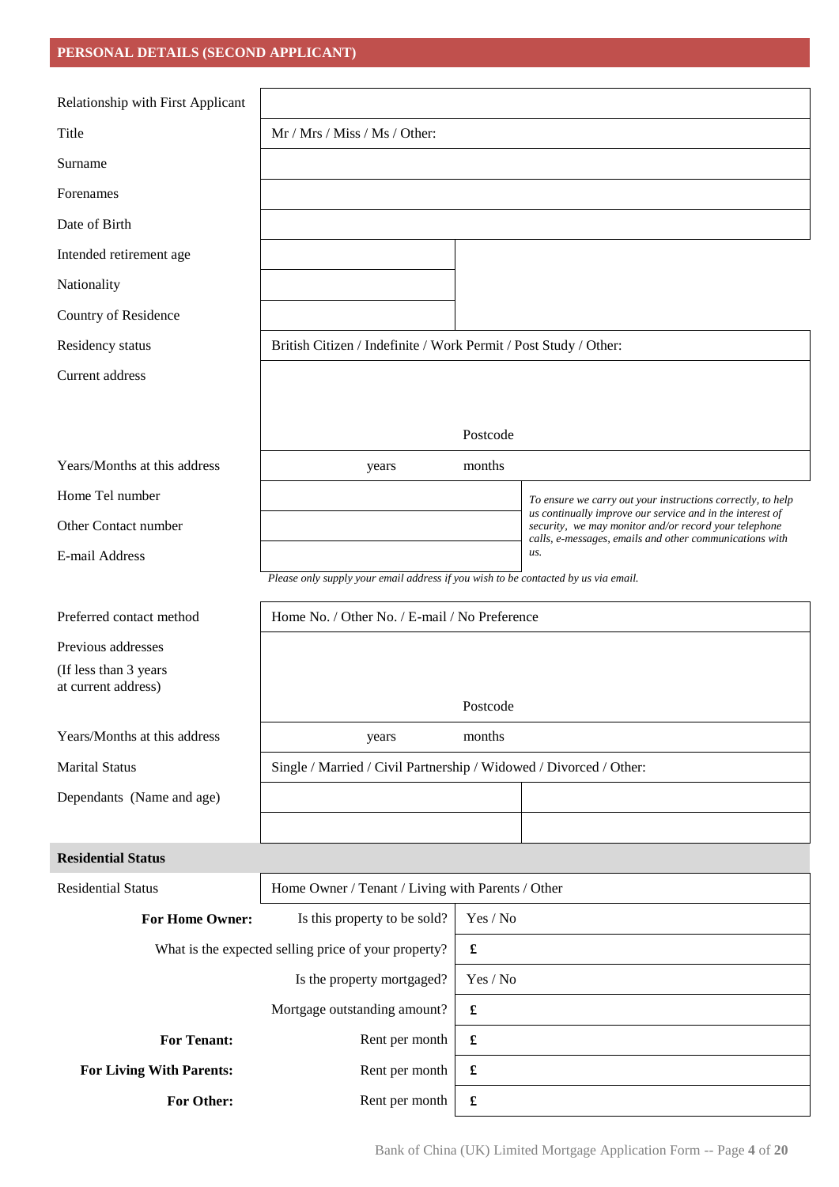## PERSONAL DETAILS (SECOND APPLICANT)

| | | |
|---|---|---|
| Relationship with First Applicant | | |
| Title | Mr / Mrs / Miss / Ms / Other: | |
| Surname | | |
| Forenames | | |
| Date of Birth | | |
| Intended retirement age | | |
| Nationality | | |
| Country of Residence | | |
| Residency status | British Citizen / Indefinite / Work Permit / Post Study / Other: | |
| Current address | Postcode | |
| Years/Months at this address | years months | |
| Home Tel number | | *To ensure we carry out your instructions correctly, to help us continually improve our service and in the interest of security, we may monitor and/or record your telephone calls, e-messages, emails and other communications with us.* |
| Other Contact number | | |
| E-mail Address | | |

*Please only supply your email address if you wish to be contacted by us via email.*

| | | |
|---|---|---|
| Preferred contact method | Home No. / Other No. / E-mail / No Preference | |
| Previous addresses (If less than 3 years at current address) | Postcode | |
| Years/Months at this address | years months | |
| Marital Status | Single / Married / Civil Partnership / Widowed / Divorced / Other: | |
| Dependants (Name and age) | | |
| | | |

### Residential Status

| | | |
|---|---|---|
| Residential Status | Home Owner / Tenant / Living with Parents / Other | |
| **For Home Owner:** | Is this property to be sold? | Yes / No |
| | What is the expected selling price of your property? | £ |
| | Is the property mortgaged? | Yes / No |
| | Mortgage outstanding amount? | £ |
| **For Tenant:** | Rent per month | £ |
| **For Living With Parents:** | Rent per month | £ |
| **For Other:** | Rent per month | £ |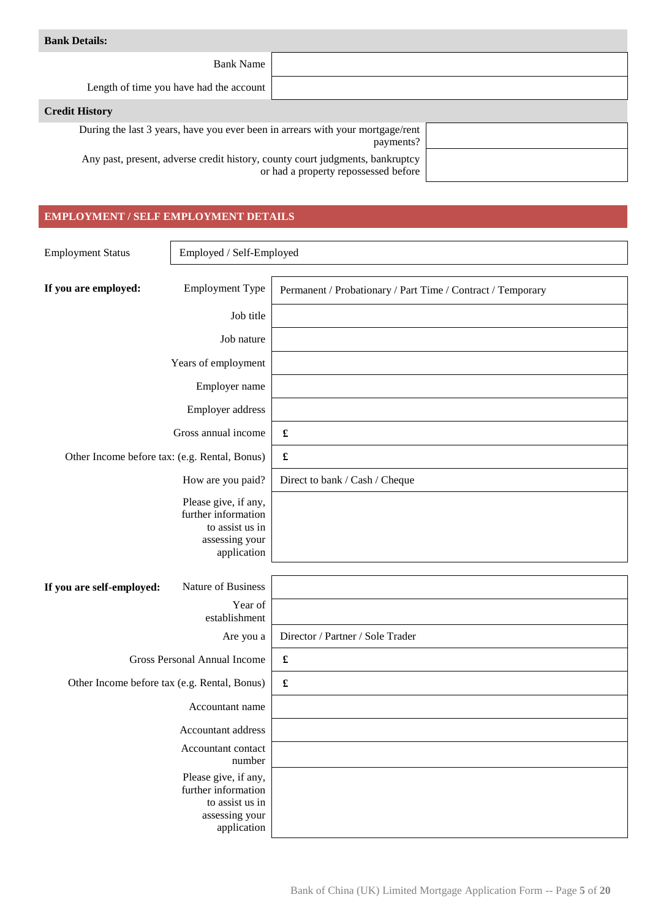**Bank Details:**

| | |
|---|---|
| Bank Name | |
| Length of time you have had the account | |

**Credit History**

| | |
|---|---|
| During the last 3 years, have you ever been in arrears with your mortgage/rent payments? | |
| Any past, present, adverse credit history, county court judgments, bankruptcy or had a property repossessed before | |

## EMPLOYMENT / SELF EMPLOYMENT DETAILS

| | |
|---|---|
| Employment Status | Employed / Self-Employed |

**If you are employed:**

| | |
|---|---|
| Employment Type | Permanent / Probationary / Part Time / Contract / Temporary |
| Job title | |
| Job nature | |
| Years of employment | |
| Employer name | |
| Employer address | |
| Gross annual income | £ |
| Other Income before tax: (e.g. Rental, Bonus) | £ |
| How are you paid? | Direct to bank / Cash / Cheque |
| Please give, if any, further information to assist us in assessing your application | |

**If you are self-employed:**

| | |
|---|---|
| Nature of Business | |
| Year of establishment | |
| Are you a | Director / Partner / Sole Trader |
| Gross Personal Annual Income | £ |
| Other Income before tax (e.g. Rental, Bonus) | £ |
| Accountant name | |
| Accountant address | |
| Accountant contact number | |
| Please give, if any, further information to assist us in assessing your application | |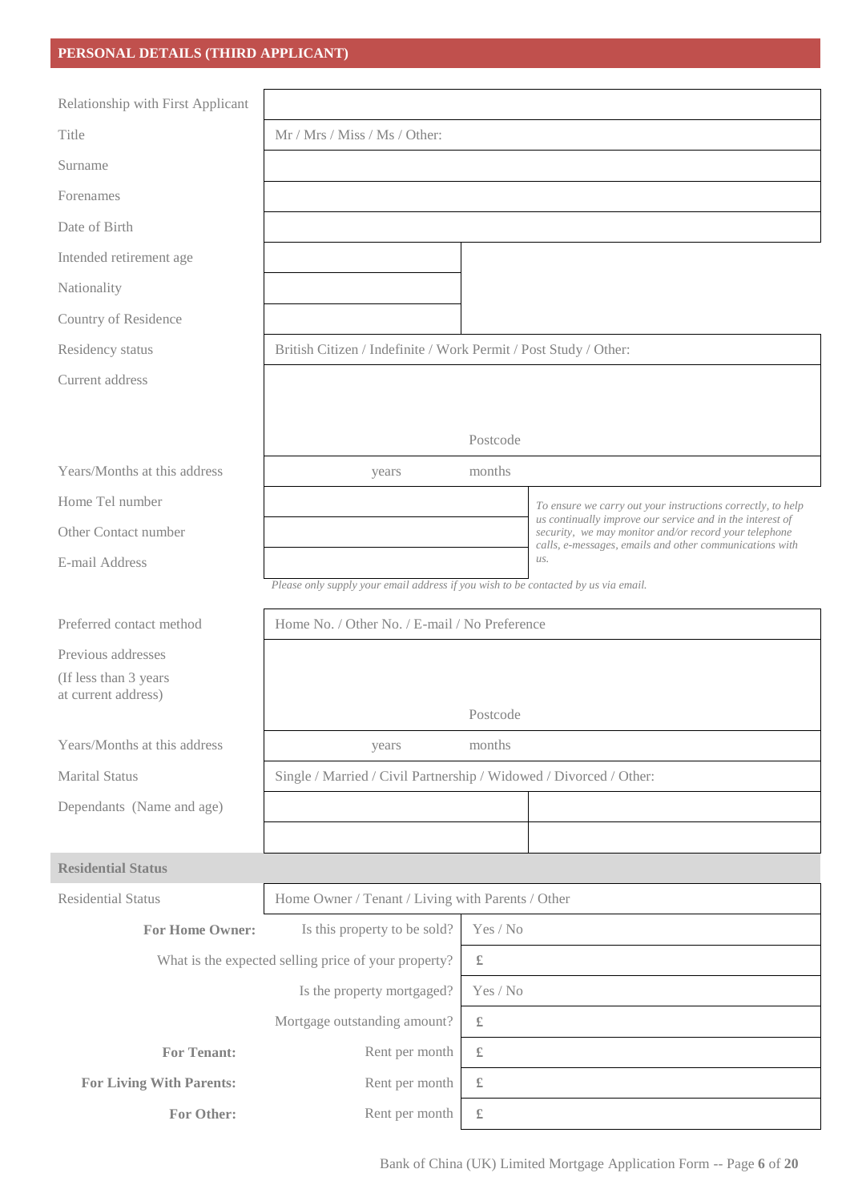## PERSONAL DETAILS (THIRD APPLICANT)

| | | |
|---|---|---|
| Relationship with First Applicant | | |
| Title | Mr / Mrs / Miss / Ms / Other: | |
| Surname | | |
| Forenames | | |
| Date of Birth | | |
| Intended retirement age | | |
| Nationality | | |
| Country of Residence | | |
| Residency status | British Citizen / Indefinite / Work Permit / Post Study / Other: | |
| Current address | Postcode | |
| Years/Months at this address | years months | |
| Home Tel number | | *To ensure we carry out your instructions correctly, to help us continually improve our service and in the interest of security, we may monitor and/or record your telephone calls, e-messages, emails and other communications with us.* |
| Other Contact number | | |
| E-mail Address | | |

*Please only supply your email address if you wish to be contacted by us via email.*

| | | |
|---|---|---|
| Preferred contact method | Home No. / Other No. / E-mail / No Preference | |
| Previous addresses (If less than 3 years at current address) | Postcode | |
| Years/Months at this address | years months | |
| Marital Status | Single / Married / Civil Partnership / Widowed / Divorced / Other: | |
| Dependants (Name and age) | | |
| | | |

### Residential Status

| | | |
|---|---|---|
| Residential Status | Home Owner / Tenant / Living with Parents / Other | |
| **For Home Owner:** | Is this property to be sold? | Yes / No |
| | What is the expected selling price of your property? | £ |
| | Is the property mortgaged? | Yes / No |
| | Mortgage outstanding amount? | £ |
| **For Tenant:** | Rent per month | £ |
| **For Living With Parents:** | Rent per month | £ |
| **For Other:** | Rent per month | £ |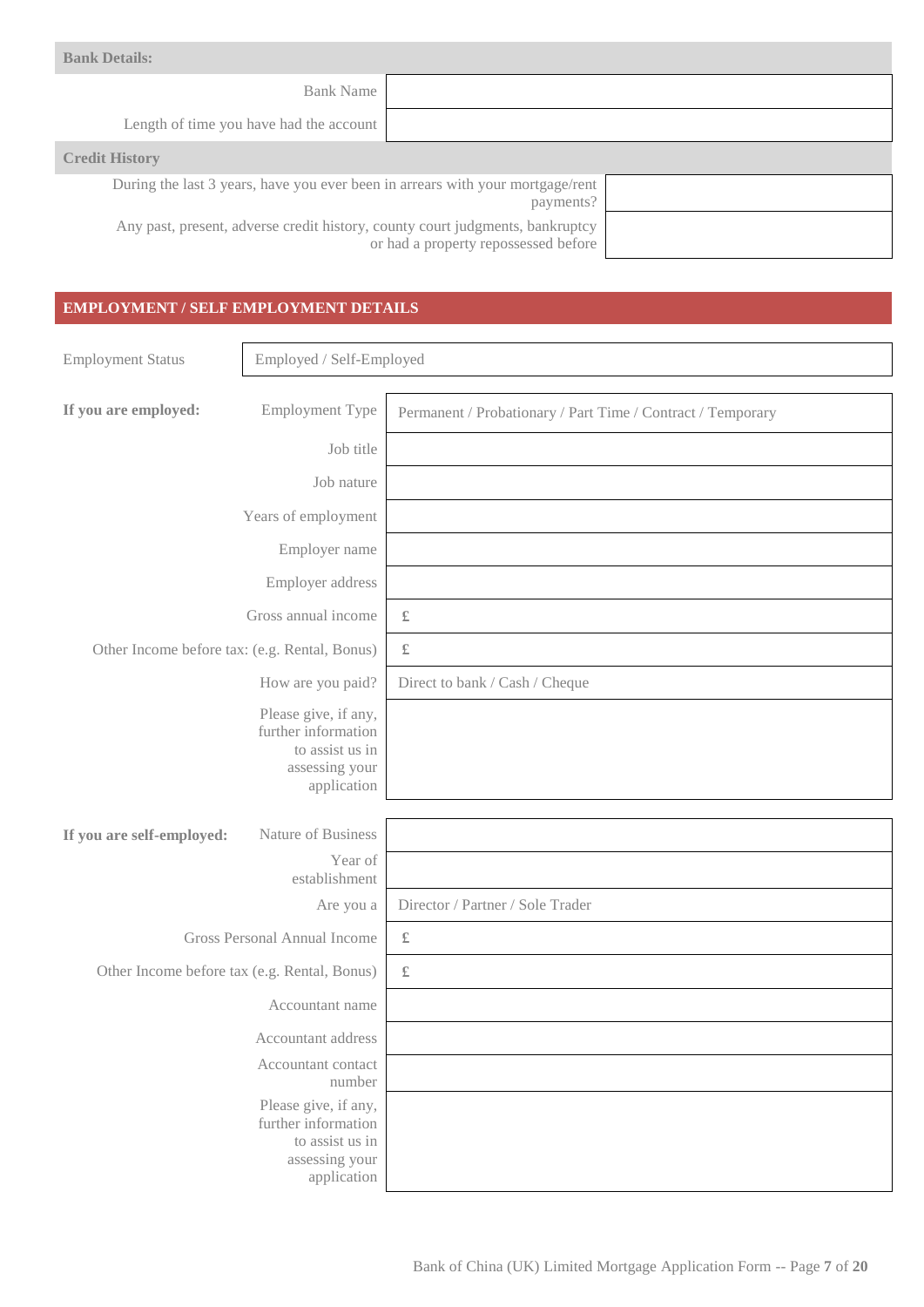### Bank Details:

| | |
|---|---|
| Bank Name | |
| Length of time you have had the account | |

### Credit History

| | |
|---|---|
| During the last 3 years, have you ever been in arrears with your mortgage/rent payments? | |
| Any past, present, adverse credit history, county court judgments, bankruptcy or had a property repossessed before | |

## EMPLOYMENT / SELF EMPLOYMENT DETAILS

| | |
|---|---|
| Employment Status | Employed / Self-Employed |

**If you are employed:**

| | |
|---|---|
| Employment Type | Permanent / Probationary / Part Time / Contract / Temporary |
| Job title | |
| Job nature | |
| Years of employment | |
| Employer name | |
| Employer address | |
| Gross annual income | £ |
| Other Income before tax: (e.g. Rental, Bonus) | £ |
| How are you paid? | Direct to bank / Cash / Cheque |
| Please give, if any, further information to assist us in assessing your application | |

**If you are self-employed:**

| | |
|---|---|
| Nature of Business | |
| Year of establishment | |
| Are you a | Director / Partner / Sole Trader |
| Gross Personal Annual Income | £ |
| Other Income before tax (e.g. Rental, Bonus) | £ |
| Accountant name | |
| Accountant address | |
| Accountant contact number | |
| Please give, if any, further information to assist us in assessing your application | |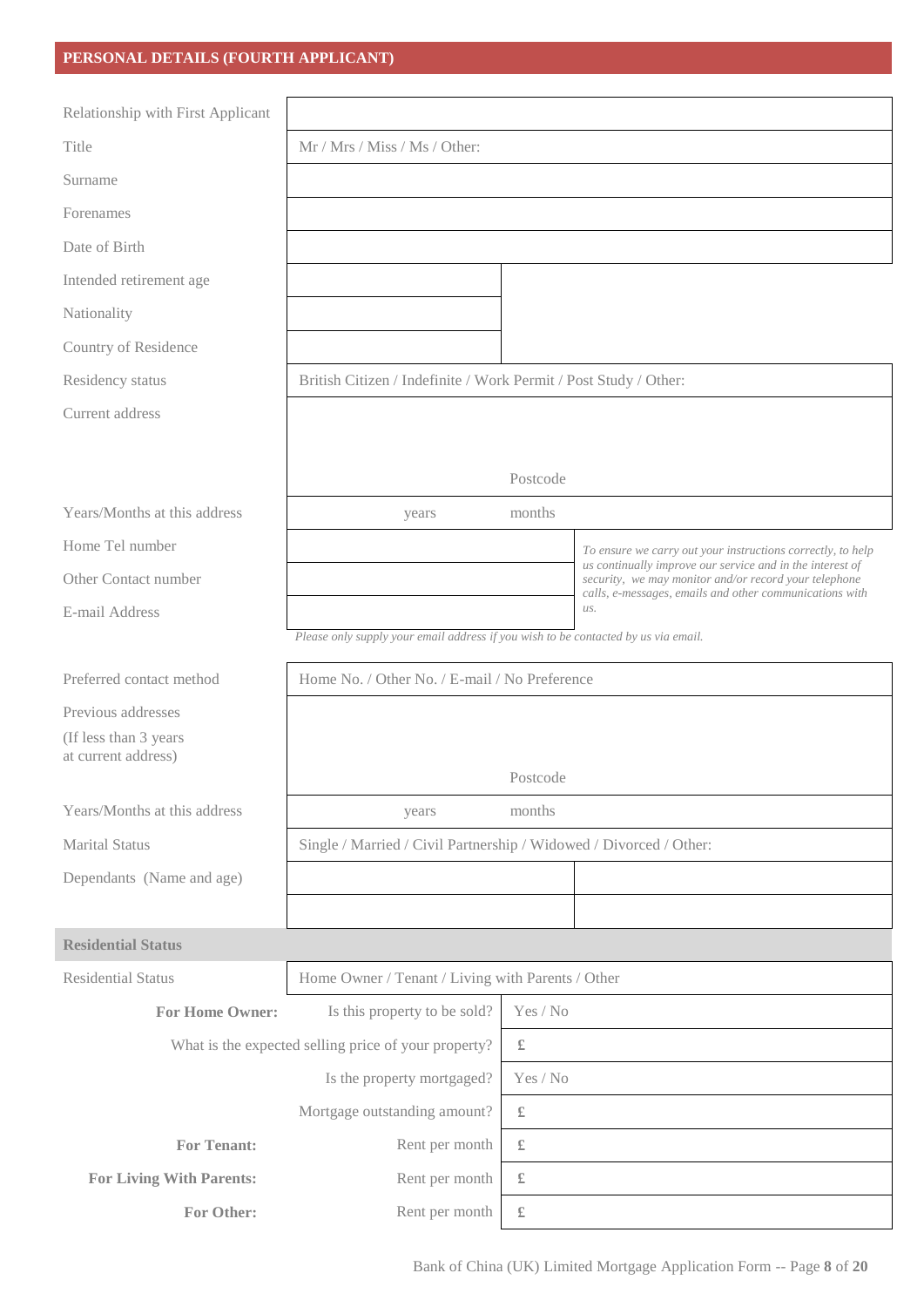## PERSONAL DETAILS (FOURTH APPLICANT)

| | |
|---|---|
| Relationship with First Applicant | |
| Title | Mr / Mrs / Miss / Ms / Other: |
| Surname | |
| Forenames | |
| Date of Birth | |
| Intended retirement age | |
| Nationality | |
| Country of Residence | |
| Residency status | British Citizen / Indefinite / Work Permit / Post Study / Other: |
| Current address | Postcode |
| Years/Months at this address | years months |
| Home Tel number | |
| Other Contact number | |
| E-mail Address | |

*To ensure we carry out your instructions correctly, to help us continually improve our service and in the interest of security, we may monitor and/or record your telephone calls, e-messages, emails and other communications with us.*

*Please only supply your email address if you wish to be contacted by us via email.*

| | |
|---|---|
| Preferred contact method | Home No. / Other No. / E-mail / No Preference |
| Previous addresses (If less than 3 years at current address) | Postcode |
| Years/Months at this address | years months |
| Marital Status | Single / Married / Civil Partnership / Widowed / Divorced / Other: |
| Dependants (Name and age) | |
| | |

### Residential Status

| | | |
|---|---|---|
| Residential Status | Home Owner / Tenant / Living with Parents / Other | |
| **For Home Owner:** | Is this property to be sold? | Yes / No |
| | What is the expected selling price of your property? | £ |
| | Is the property mortgaged? | Yes / No |
| | Mortgage outstanding amount? | £ |
| **For Tenant:** | Rent per month | £ |
| **For Living With Parents:** | Rent per month | £ |
| **For Other:** | Rent per month | £ |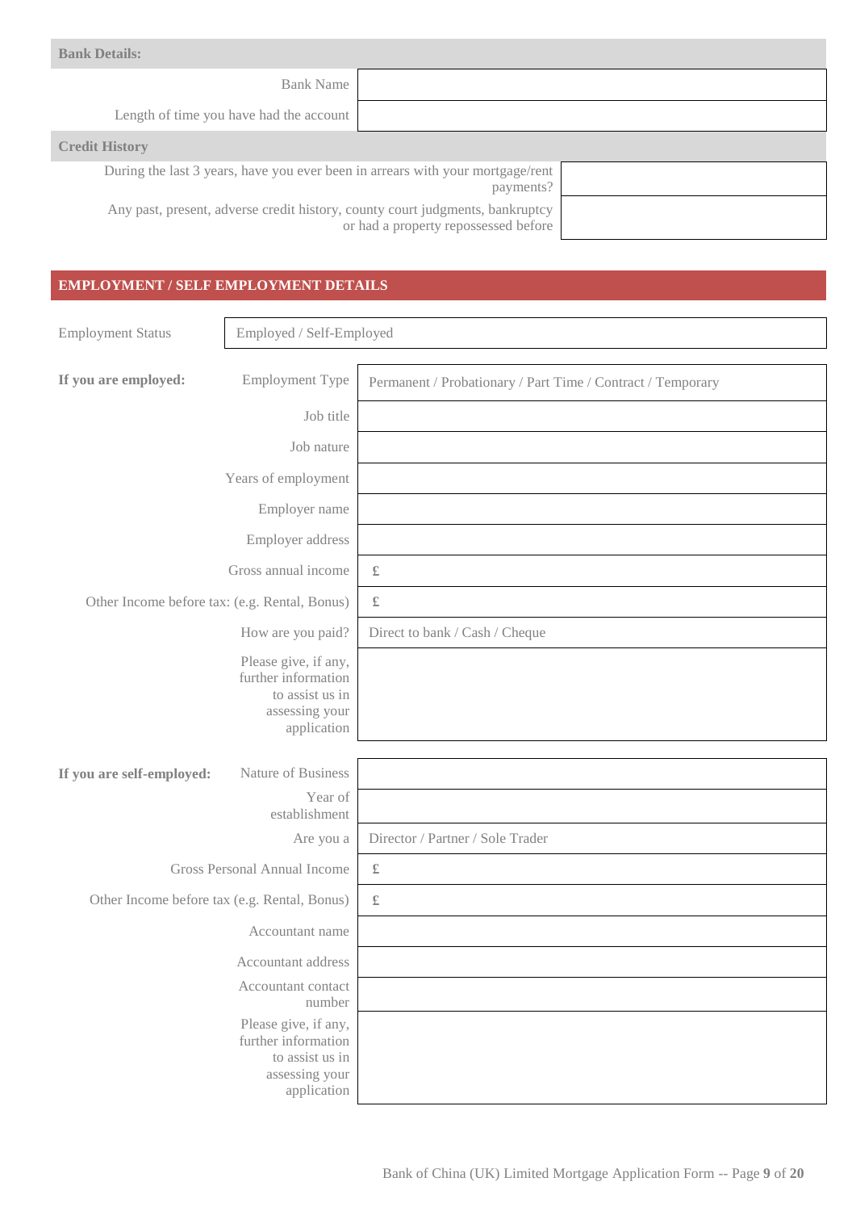## Bank Details:

| | |
|---|---|
| Bank Name | |
| Length of time you have had the account | |

## Credit History

| | |
|---|---|
| During the last 3 years, have you ever been in arrears with your mortgage/rent payments? | |
| Any past, present, adverse credit history, county court judgments, bankruptcy or had a property repossessed before | |

## EMPLOYMENT / SELF EMPLOYMENT DETAILS

| | |
|---|---|
| Employment Status | Employed / Self-Employed |

**If you are employed:**

| | |
|---|---|
| Employment Type | Permanent / Probationary / Part Time / Contract / Temporary |
| Job title | |
| Job nature | |
| Years of employment | |
| Employer name | |
| Employer address | |
| Gross annual income | £ |
| Other Income before tax: (e.g. Rental, Bonus) | £ |
| How are you paid? | Direct to bank / Cash / Cheque |
| Please give, if any, further information to assist us in assessing your application | |

**If you are self-employed:**

| | |
|---|---|
| Nature of Business | |
| Year of establishment | |
| Are you a | Director / Partner / Sole Trader |
| Gross Personal Annual Income | £ |
| Other Income before tax (e.g. Rental, Bonus) | £ |
| Accountant name | |
| Accountant address | |
| Accountant contact number | |
| Please give, if any, further information to assist us in assessing your application | |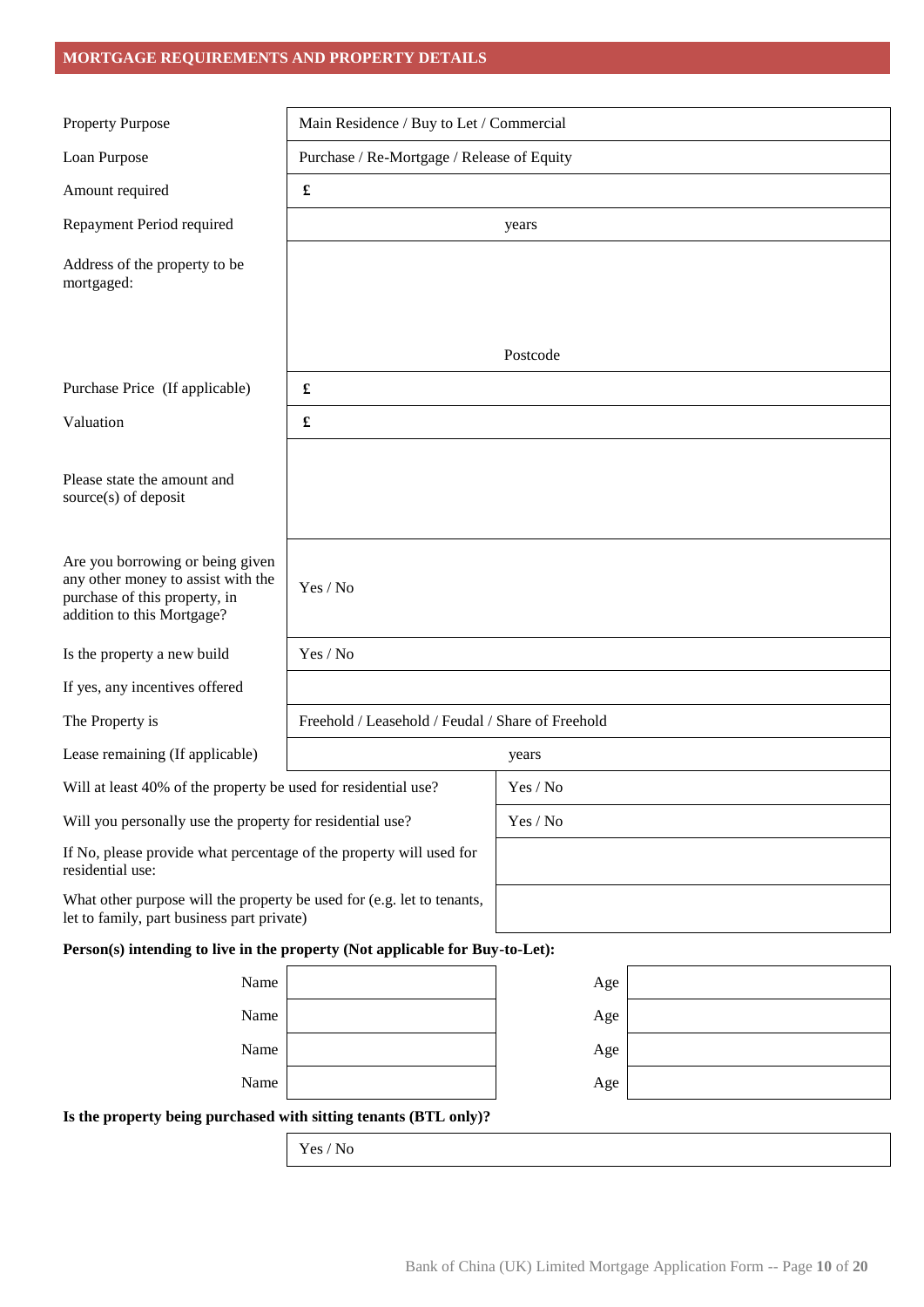## MORTGAGE REQUIREMENTS AND PROPERTY DETAILS

| | |
|---|---|
| Property Purpose | Main Residence / Buy to Let / Commercial |
| Loan Purpose | Purchase / Re-Mortgage / Release of Equity |
| Amount required | £ |
| Repayment Period required | years |
| Address of the property to be mortgaged: | Postcode |
| Purchase Price (If applicable) | £ |
| Valuation | £ |
| Please state the amount and source(s) of deposit | |
| Are you borrowing or being given any other money to assist with the purchase of this property, in addition to this Mortgage? | Yes / No |
| Is the property a new build | Yes / No |
| If yes, any incentives offered | |
| The Property is | Freehold / Leasehold / Feudal / Share of Freehold |
| Lease remaining (If applicable) | years |

| | |
|---|---|
| Will at least 40% of the property be used for residential use? | Yes / No |
| Will you personally use the property for residential use? | Yes / No |
| If No, please provide what percentage of the property will used for residential use: | |
| What other purpose will the property be used for (e.g. let to tenants, let to family, part business part private) | |

**Person(s) intending to live in the property (Not applicable for Buy-to-Let):**

| | | | |
|---|---|---|---|
| Name | | Age | |
| Name | | Age | |
| Name | | Age | |
| Name | | Age | |

**Is the property being purchased with sitting tenants (BTL only)?**

Yes / No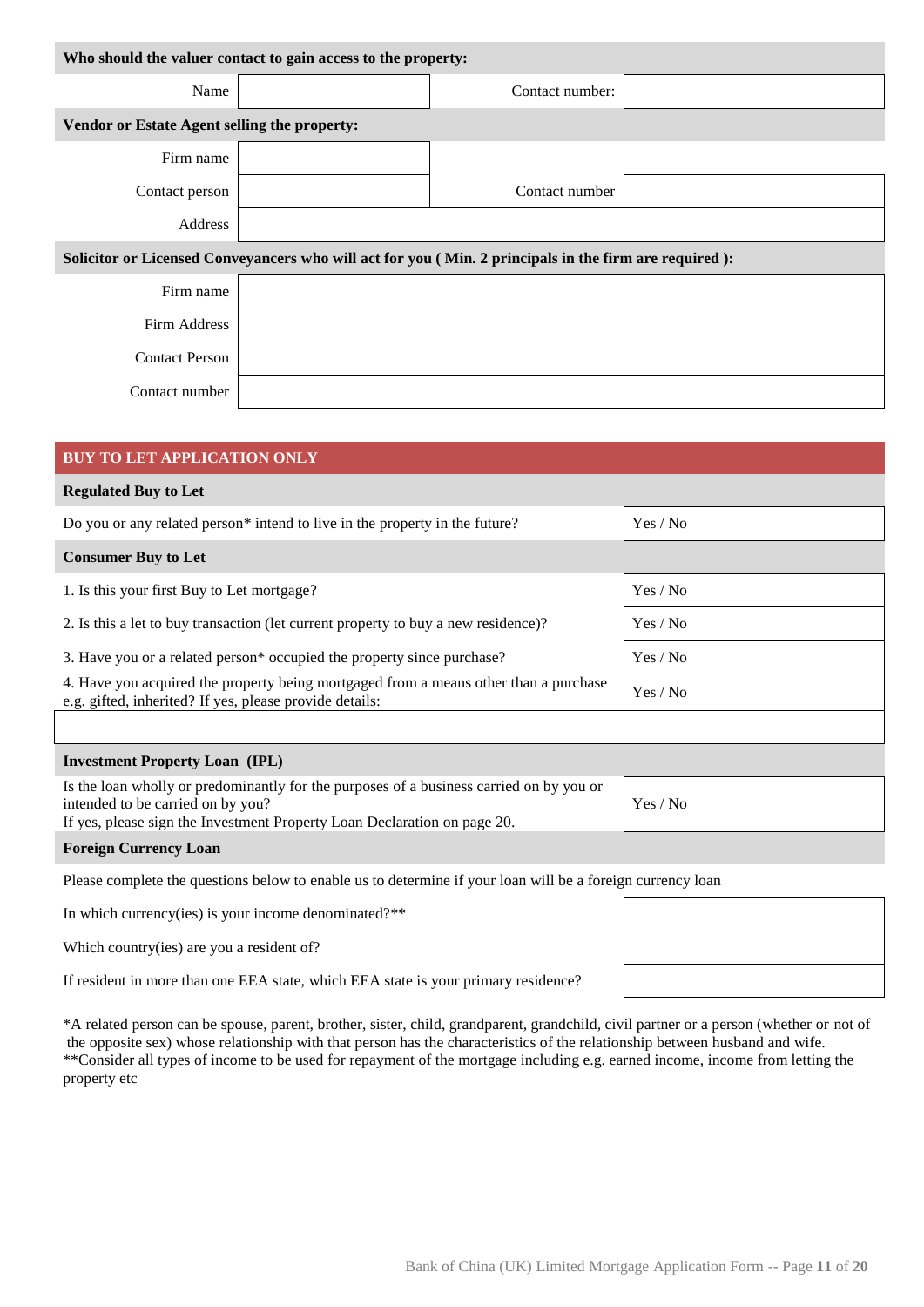| Who should the valuer contact to gain access to the property: | | | |
|---|---|---|---|
| Name | | Contact number: | |

| Vendor or Estate Agent selling the property: | | | |
|---|---|---|---|
| Firm name | | | |
| Contact person | | Contact number | |
| Address | | | |

| Solicitor or Licensed Conveyancers who will act for you ( Min. 2 principals in the firm are required ): | |
|---|---|
| Firm name | |
| Firm Address | |
| Contact Person | |
| Contact number | |

## BUY TO LET APPLICATION ONLY

| Regulated Buy to Let | |
|---|---|
| Do you or any related person* intend to live in the property in the future? | Yes / No |

| Consumer Buy to Let | |
|---|---|
| 1. Is this your first Buy to Let mortgage? | Yes / No |
| 2. Is this a let to buy transaction (let current property to buy a new residence)? | Yes / No |
| 3. Have you or a related person* occupied the property since purchase? | Yes / No |
| 4. Have you acquired the property being mortgaged from a means other than a purchase e.g. gifted, inherited? If yes, please provide details: | Yes / No |
| | |

| Investment Property Loan (IPL) | |
|---|---|
| Is the loan wholly or predominantly for the purposes of a business carried on by you or intended to be carried on by you? If yes, please sign the Investment Property Loan Declaration on page 20. | Yes / No |

**Foreign Currency Loan**

Please complete the questions below to enable us to determine if your loan will be a foreign currency loan

| | |
|---|---|
| In which currency(ies) is your income denominated?** | |
| Which country(ies) are you a resident of? | |
| If resident in more than one EEA state, which EEA state is your primary residence? | |

*A related person can be spouse, parent, brother, sister, child, grandparent, grandchild, civil partner or a person (whether or not of the opposite sex) whose relationship with that person has the characteristics of the relationship between husband and wife.
**Consider all types of income to be used for repayment of the mortgage including e.g. earned income, income from letting the property etc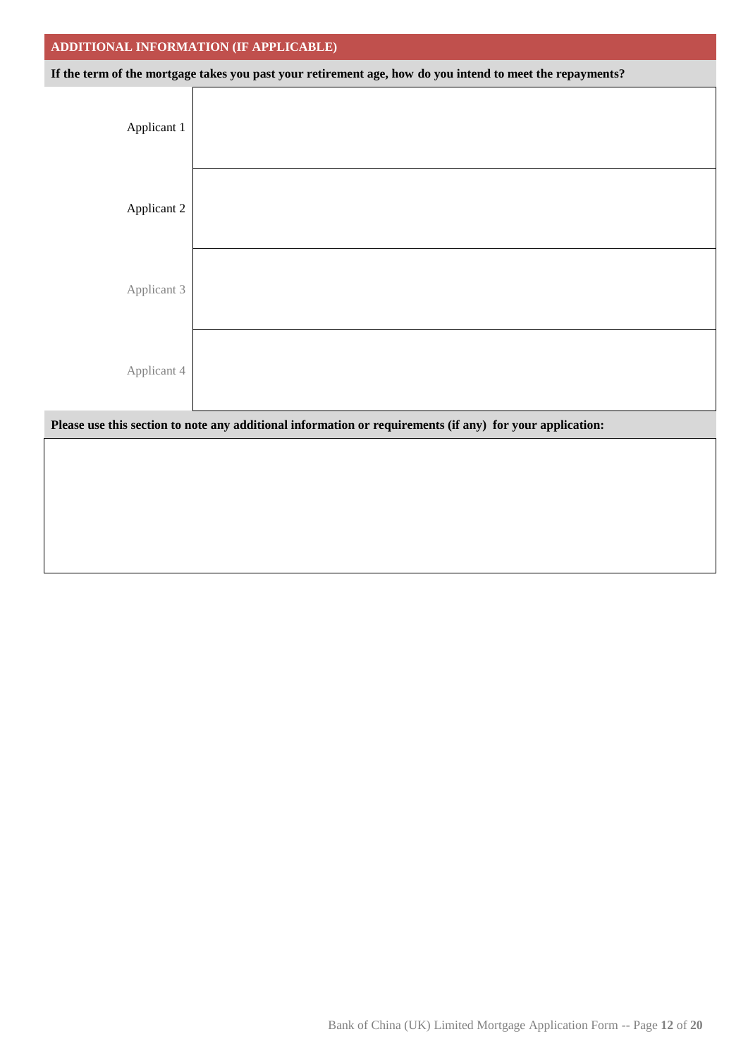## ADDITIONAL INFORMATION (IF APPLICABLE)

**If the term of the mortgage takes you past your retirement age, how do you intend to meet the repayments?**

| | |
|---|---|
| Applicant 1 | |
| Applicant 2 | |
| Applicant 3 | |
| Applicant 4 | |

**Please use this section to note any additional information or requirements (if any) for your application:**

| |
|---|
| |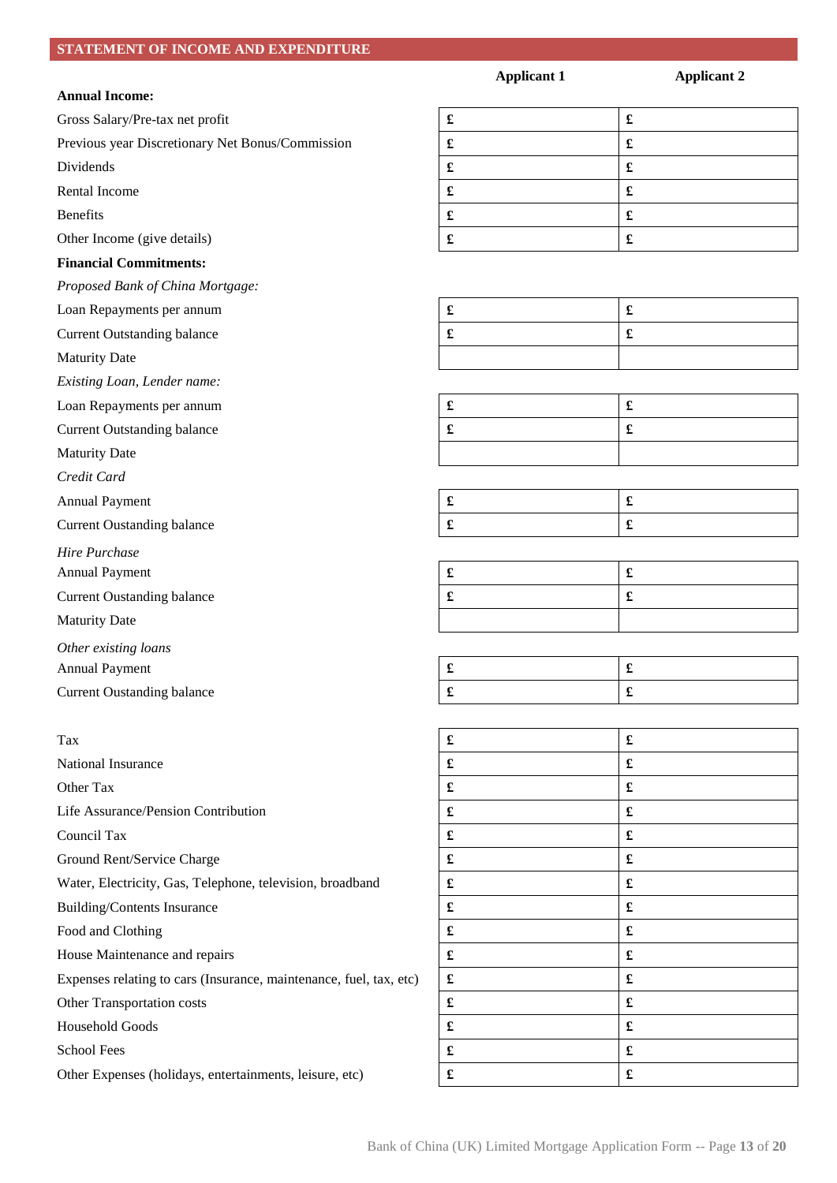## STATEMENT OF INCOME AND EXPENDITURE

| | Applicant 1 | Applicant 2 |
|---|---|---|
| **Annual Income:** | | |
| Gross Salary/Pre-tax net profit | £ | £ |
| Previous year Discretionary Net Bonus/Commission | £ | £ |
| Dividends | £ | £ |
| Rental Income | £ | £ |
| Benefits | £ | £ |
| Other Income (give details) | £ | £ |
| **Financial Commitments:** | | |
| *Proposed Bank of China Mortgage:* | | |
| Loan Repayments per annum | £ | £ |
| Current Outstanding balance | £ | £ |
| Maturity Date | | |
| *Existing Loan, Lender name:* | | |
| Loan Repayments per annum | £ | £ |
| Current Outstanding balance | £ | £ |
| Maturity Date | | |
| *Credit Card* | | |
| Annual Payment | £ | £ |
| Current Oustanding balance | £ | £ |
| *Hire Purchase* | | |
| Annual Payment | £ | £ |
| Current Oustanding balance | £ | £ |
| Maturity Date | | |
| *Other existing loans* | | |
| Annual Payment | £ | £ |
| Current Oustanding balance | £ | £ |
| Tax | £ | £ |
| National Insurance | £ | £ |
| Other Tax | £ | £ |
| Life Assurance/Pension Contribution | £ | £ |
| Council Tax | £ | £ |
| Ground Rent/Service Charge | £ | £ |
| Water, Electricity, Gas, Telephone, television, broadband | £ | £ |
| Building/Contents Insurance | £ | £ |
| Food and Clothing | £ | £ |
| House Maintenance and repairs | £ | £ |
| Expenses relating to cars (Insurance, maintenance, fuel, tax, etc) | £ | £ |
| Other Transportation costs | £ | £ |
| Household Goods | £ | £ |
| School Fees | £ | £ |
| Other Expenses (holidays, entertainments, leisure, etc) | £ | £ |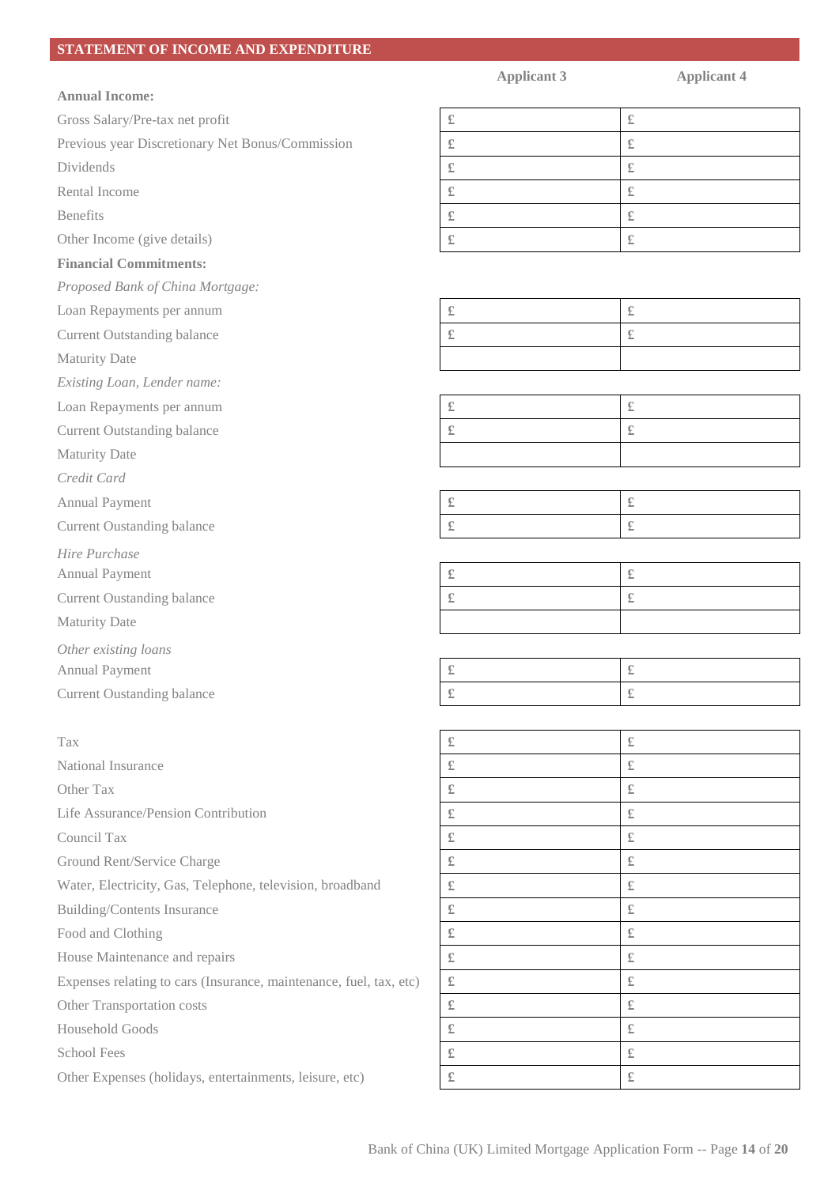## STATEMENT OF INCOME AND EXPENDITURE

| | Applicant 3 | Applicant 4 |
|---|---|---|
| **Annual Income:** | | |
| Gross Salary/Pre-tax net profit | £ | £ |
| Previous year Discretionary Net Bonus/Commission | £ | £ |
| Dividends | £ | £ |
| Rental Income | £ | £ |
| Benefits | £ | £ |
| Other Income (give details) | £ | £ |
| **Financial Commitments:** | | |
| *Proposed Bank of China Mortgage:* | | |
| Loan Repayments per annum | £ | £ |
| Current Outstanding balance | £ | £ |
| Maturity Date | | |
| *Existing Loan, Lender name:* | | |
| Loan Repayments per annum | £ | £ |
| Current Outstanding balance | £ | £ |
| Maturity Date | | |
| *Credit Card* | | |
| Annual Payment | £ | £ |
| Current Oustanding balance | £ | £ |
| *Hire Purchase* | | |
| Annual Payment | £ | £ |
| Current Oustanding balance | £ | £ |
| Maturity Date | | |
| *Other existing loans* | | |
| Annual Payment | £ | £ |
| Current Oustanding balance | £ | £ |
| Tax | £ | £ |
| National Insurance | £ | £ |
| Other Tax | £ | £ |
| Life Assurance/Pension Contribution | £ | £ |
| Council Tax | £ | £ |
| Ground Rent/Service Charge | £ | £ |
| Water, Electricity, Gas, Telephone, television, broadband | £ | £ |
| Building/Contents Insurance | £ | £ |
| Food and Clothing | £ | £ |
| House Maintenance and repairs | £ | £ |
| Expenses relating to cars (Insurance, maintenance, fuel, tax, etc) | £ | £ |
| Other Transportation costs | £ | £ |
| Household Goods | £ | £ |
| School Fees | £ | £ |
| Other Expenses (holidays, entertainments, leisure, etc) | £ | £ |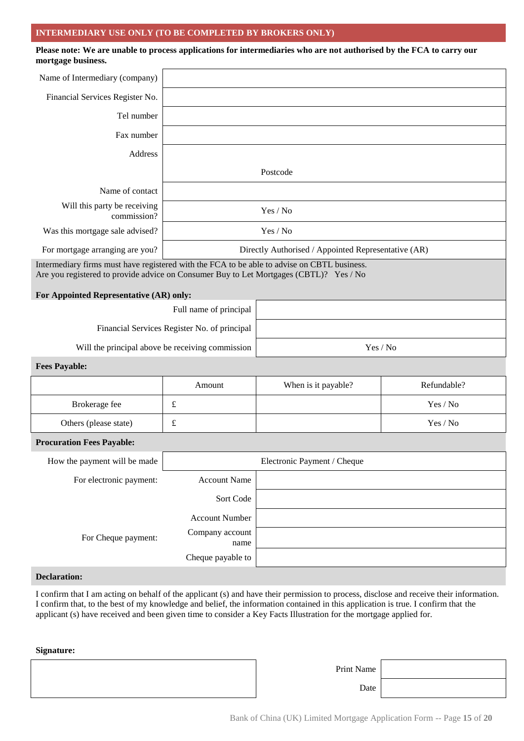## INTERMEDIARY USE ONLY (TO BE COMPLETED BY BROKERS ONLY)

**Please note: We are unable to process applications for intermediaries who are not authorised by the FCA to carry our mortgage business.**

| | |
|---|---|
| Name of Intermediary (company) | |
| Financial Services Register No. | |
| Tel number | |
| Fax number | |
| Address | |
| | Postcode |
| Name of contact | |
| Will this party be receiving commission? | Yes / No |
| Was this mortgage sale advised? | Yes / No |
| For mortgage arranging are you? | Directly Authorised / Appointed Representative (AR) |

Intermediary firms must have registered with the FCA to be able to advise on CBTL business.
Are you registered to provide advice on Consumer Buy to Let Mortgages (CBTL)? Yes / No

**For Appointed Representative (AR) only:**

| | |
|---|---|
| Full name of principal | |
| Financial Services Register No. of principal | |
| Will the principal above be receiving commission | Yes / No |

**Fees Payable:**

| | Amount | When is it payable? | Refundable? |
|---|---|---|---|
| Brokerage fee | £ | | Yes / No |
| Others (please state) | £ | | Yes / No |

**Procuration Fees Payable:**

| | | |
|---|---|---|
| How the payment will be made | Electronic Payment / Cheque | |
| For electronic payment: | Account Name | |
| | Sort Code | |
| | Account Number | |
| For Cheque payment: | Company account name | |
| | Cheque payable to | |

**Declaration:**

I confirm that I am acting on behalf of the applicant (s) and have their permission to process, disclose and receive their information. I confirm that, to the best of my knowledge and belief, the information contained in this application is true. I confirm that the applicant (s) have received and been given time to consider a Key Facts Illustration for the mortgage applied for.

**Signature:**

| | | |
|---|---|---|
| | Print Name | |
| | Date | |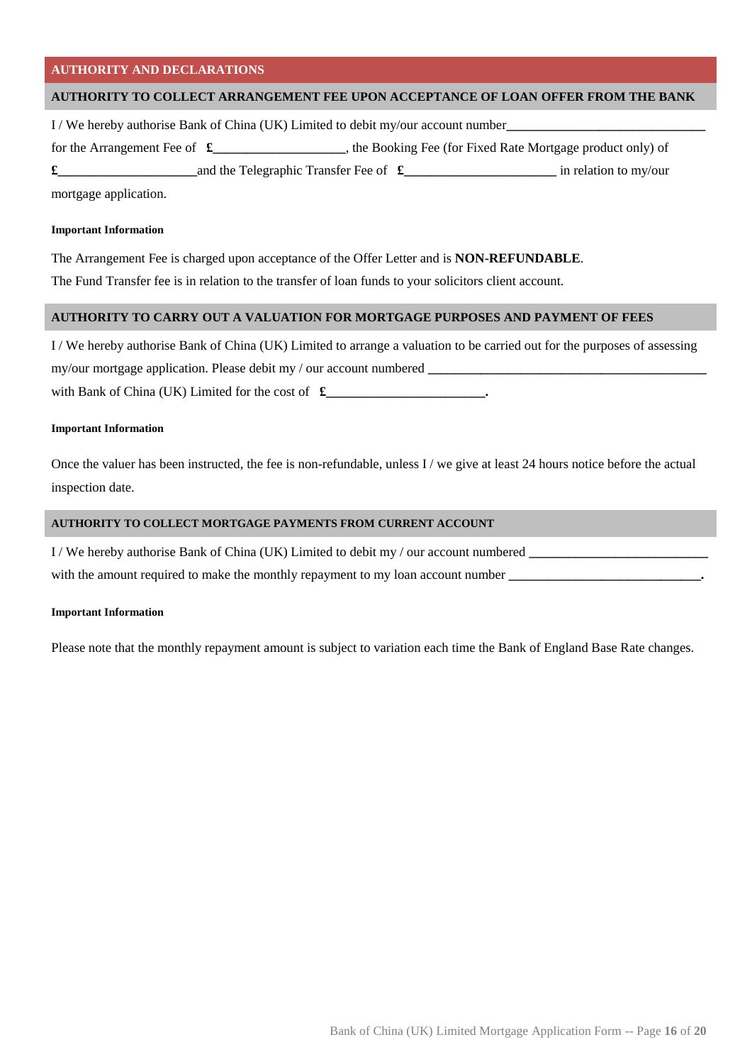## AUTHORITY AND DECLARATIONS

### AUTHORITY TO COLLECT ARRANGEMENT FEE UPON ACCEPTANCE OF LOAN OFFER FROM THE BANK

I / We hereby authorise Bank of China (UK) Limited to debit my/our account number______________________________ for the Arrangement Fee of **£**____________________, the Booking Fee (for Fixed Rate Mortgage product only) of **£**_____________________and the Telegraphic Transfer Fee of **£**______________________ in relation to my/our mortgage application.

**Important Information**

The Arrangement Fee is charged upon acceptance of the Offer Letter and is **NON-REFUNDABLE**.
The Fund Transfer fee is in relation to the transfer of loan funds to your solicitors client account.

### AUTHORITY TO CARRY OUT A VALUATION FOR MORTGAGE PURPOSES AND PAYMENT OF FEES

I / We hereby authorise Bank of China (UK) Limited to arrange a valuation to be carried out for the purposes of assessing my/our mortgage application. Please debit my / our account numbered ____________________________________________ with Bank of China (UK) Limited for the cost of **£**________________________.

**Important Information**

Once the valuer has been instructed, the fee is non-refundable, unless I / we give at least 24 hours notice before the actual inspection date.

### AUTHORITY TO COLLECT MORTGAGE PAYMENTS FROM CURRENT ACCOUNT

I / We hereby authorise Bank of China (UK) Limited to debit my / our account numbered ___________________________ with the amount required to make the monthly repayment to my loan account number _____________________________.

**Important Information**

Please note that the monthly repayment amount is subject to variation each time the Bank of England Base Rate changes.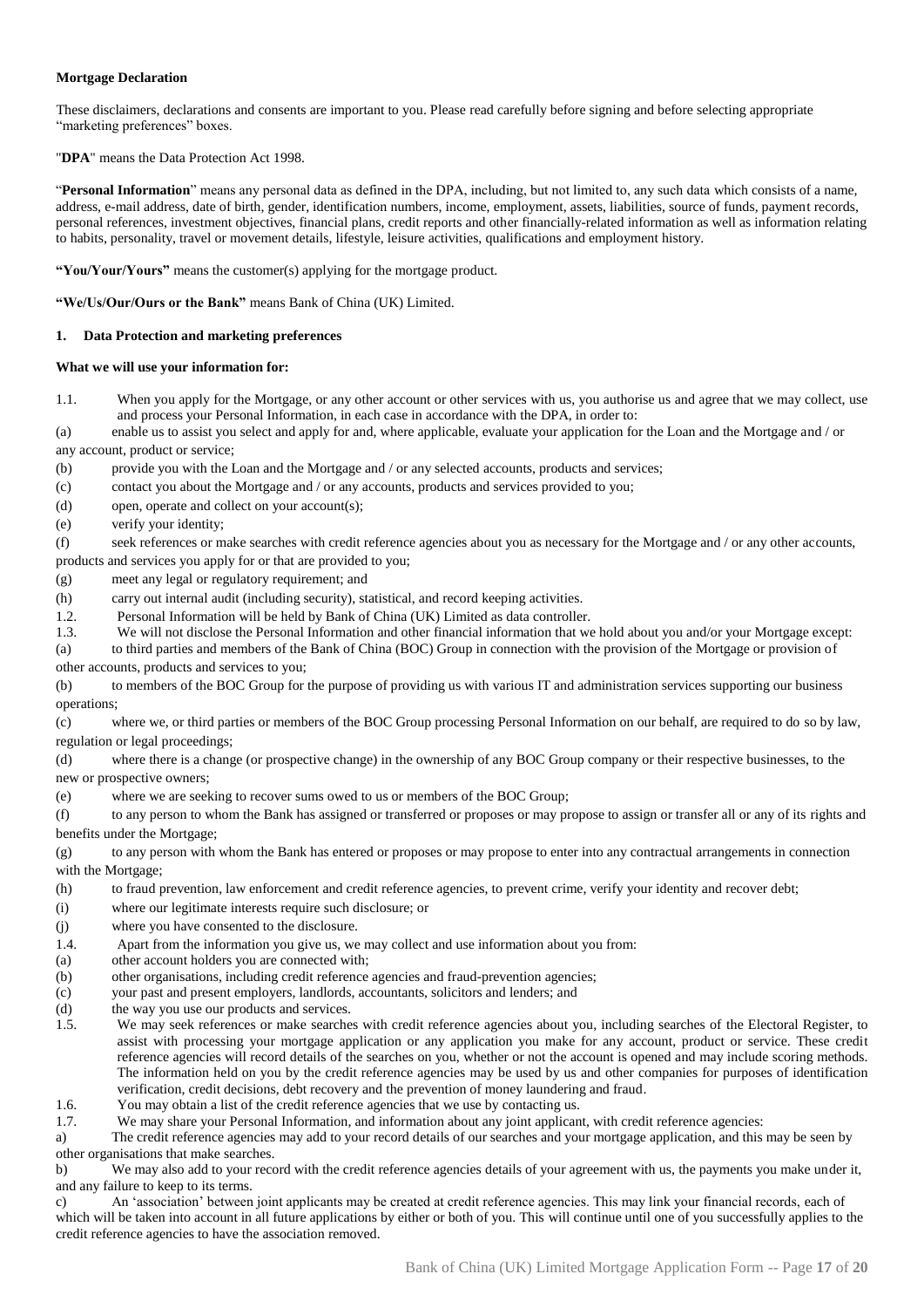**Mortgage Declaration**

These disclaimers, declarations and consents are important to you. Please read carefully before signing and before selecting appropriate "marketing preferences" boxes.

"**DPA**" means the Data Protection Act 1998.

"**Personal Information**" means any personal data as defined in the DPA, including, but not limited to, any such data which consists of a name, address, e-mail address, date of birth, gender, identification numbers, income, employment, assets, liabilities, source of funds, payment records, personal references, investment objectives, financial plans, credit reports and other financially-related information as well as information relating to habits, personality, travel or movement details, lifestyle, leisure activities, qualifications and employment history.

**"You/Your/Yours"** means the customer(s) applying for the mortgage product.

**"We/Us/Our/Ours or the Bank"** means Bank of China (UK) Limited.

**1. Data Protection and marketing preferences**

**What we will use your information for:**

1.1. When you apply for the Mortgage, or any other account or other services with us, you authorise us and agree that we may collect, use and process your Personal Information, in each case in accordance with the DPA, in order to:

(a) enable us to assist you select and apply for and, where applicable, evaluate your application for the Loan and the Mortgage and / or any account, product or service;

(b) provide you with the Loan and the Mortgage and / or any selected accounts, products and services;

(c) contact you about the Mortgage and / or any accounts, products and services provided to you;

(d) open, operate and collect on your account(s);

(e) verify your identity;

(f) seek references or make searches with credit reference agencies about you as necessary for the Mortgage and / or any other accounts, products and services you apply for or that are provided to you;

(g) meet any legal or regulatory requirement; and

(h) carry out internal audit (including security), statistical, and record keeping activities.

1.2. Personal Information will be held by Bank of China (UK) Limited as data controller.

1.3. We will not disclose the Personal Information and other financial information that we hold about you and/or your Mortgage except:

(a) to third parties and members of the Bank of China (BOC) Group in connection with the provision of the Mortgage or provision of other accounts, products and services to you;

(b) to members of the BOC Group for the purpose of providing us with various IT and administration services supporting our business operations;

(c) where we, or third parties or members of the BOC Group processing Personal Information on our behalf, are required to do so by law, regulation or legal proceedings;

(d) where there is a change (or prospective change) in the ownership of any BOC Group company or their respective businesses, to the new or prospective owners;

(e) where we are seeking to recover sums owed to us or members of the BOC Group;

(f) to any person to whom the Bank has assigned or transferred or proposes or may propose to assign or transfer all or any of its rights and benefits under the Mortgage;

(g) to any person with whom the Bank has entered or proposes or may propose to enter into any contractual arrangements in connection with the Mortgage;

(h) to fraud prevention, law enforcement and credit reference agencies, to prevent crime, verify your identity and recover debt;

(i) where our legitimate interests require such disclosure; or

(j) where you have consented to the disclosure.

1.4. Apart from the information you give us, we may collect and use information about you from:

(a) other account holders you are connected with;

(b) other organisations, including credit reference agencies and fraud-prevention agencies;

(c) your past and present employers, landlords, accountants, solicitors and lenders; and

(d) the way you use our products and services.

1.5. We may seek references or make searches with credit reference agencies about you, including searches of the Electoral Register, to assist with processing your mortgage application or any application you make for any account, product or service. These credit reference agencies will record details of the searches on you, whether or not the account is opened and may include scoring methods. The information held on you by the credit reference agencies may be used by us and other companies for purposes of identification verification, credit decisions, debt recovery and the prevention of money laundering and fraud.

1.6. You may obtain a list of the credit reference agencies that we use by contacting us.

1.7. We may share your Personal Information, and information about any joint applicant, with credit reference agencies:

a) The credit reference agencies may add to your record details of our searches and your mortgage application, and this may be seen by other organisations that make searches.

b) We may also add to your record with the credit reference agencies details of your agreement with us, the payments you make under it, and any failure to keep to its terms.

c) An 'association' between joint applicants may be created at credit reference agencies. This may link your financial records, each of which will be taken into account in all future applications by either or both of you. This will continue until one of you successfully applies to the credit reference agencies to have the association removed.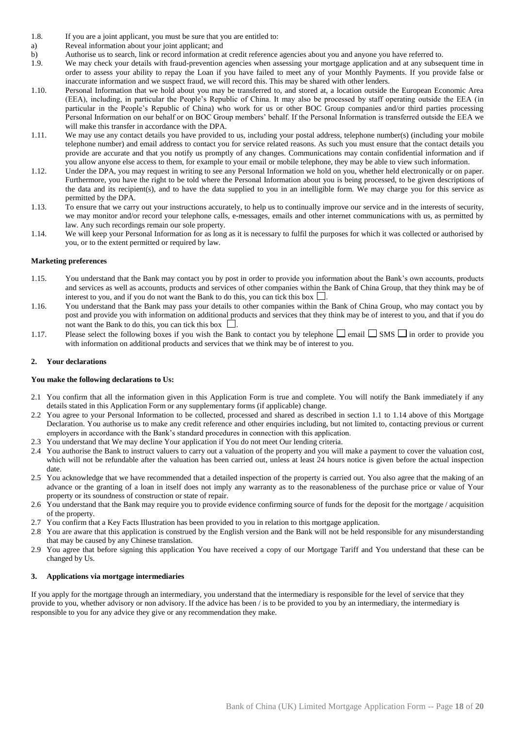1.8. If you are a joint applicant, you must be sure that you are entitled to:

a) Reveal information about your joint applicant; and

b) Authorise us to search, link or record information at credit reference agencies about you and anyone you have referred to.

1.9. We may check your details with fraud-prevention agencies when assessing your mortgage application and at any subsequent time in order to assess your ability to repay the Loan if you have failed to meet any of your Monthly Payments. If you provide false or inaccurate information and we suspect fraud, we will record this. This may be shared with other lenders.

1.10. Personal Information that we hold about you may be transferred to, and stored at, a location outside the European Economic Area (EEA), including, in particular the People's Republic of China. It may also be processed by staff operating outside the EEA (in particular in the People's Republic of China) who work for us or other BOC Group companies and/or third parties processing Personal Information on our behalf or on BOC Group members' behalf. If the Personal Information is transferred outside the EEA we will make this transfer in accordance with the DPA.

1.11. We may use any contact details you have provided to us, including your postal address, telephone number(s) (including your mobile telephone number) and email address to contact you for service related reasons. As such you must ensure that the contact details you provide are accurate and that you notify us promptly of any changes. Communications may contain confidential information and if you allow anyone else access to them, for example to your email or mobile telephone, they may be able to view such information.

1.12. Under the DPA, you may request in writing to see any Personal Information we hold on you, whether held electronically or on paper. Furthermore, you have the right to be told where the Personal Information about you is being processed, to be given descriptions of the data and its recipient(s), and to have the data supplied to you in an intelligible form. We may charge you for this service as permitted by the DPA.

1.13. To ensure that we carry out your instructions accurately, to help us to continually improve our service and in the interests of security, we may monitor and/or record your telephone calls, e-messages, emails and other internet communications with us, as permitted by law. Any such recordings remain our sole property.

1.14. We will keep your Personal Information for as long as it is necessary to fulfil the purposes for which it was collected or authorised by you, or to the extent permitted or required by law.

**Marketing preferences**

1.15. You understand that the Bank may contact you by post in order to provide you information about the Bank's own accounts, products and services as well as accounts, products and services of other companies within the Bank of China Group, that they think may be of interest to you, and if you do not want the Bank to do this, you can tick this box ☐.

1.16. You understand that the Bank may pass your details to other companies within the Bank of China Group, who may contact you by post and provide you with information on additional products and services that they think may be of interest to you, and that if you do not want the Bank to do this, you can tick this box ☐.

1.17. Please select the following boxes if you wish the Bank to contact you by telephone ☐ email ☐ SMS ☐ in order to provide you with information on additional products and services that we think may be of interest to you.

## 2. Your declarations

**You make the following declarations to Us:**

2.1 You confirm that all the information given in this Application Form is true and complete. You will notify the Bank immediately if any details stated in this Application Form or any supplementary forms (if applicable) change.

2.2 You agree to your Personal Information to be collected, processed and shared as described in section 1.1 to 1.14 above of this Mortgage Declaration. You authorise us to make any credit reference and other enquiries including, but not limited to, contacting previous or current employers in accordance with the Bank's standard procedures in connection with this application.

2.3 You understand that We may decline Your application if You do not meet Our lending criteria.

2.4 You authorise the Bank to instruct valuers to carry out a valuation of the property and you will make a payment to cover the valuation cost, which will not be refundable after the valuation has been carried out, unless at least 24 hours notice is given before the actual inspection date.

2.5 You acknowledge that we have recommended that a detailed inspection of the property is carried out. You also agree that the making of an advance or the granting of a loan in itself does not imply any warranty as to the reasonableness of the purchase price or value of Your property or its soundness of construction or state of repair.

2.6 You understand that the Bank may require you to provide evidence confirming source of funds for the deposit for the mortgage / acquisition of the property.

2.7 You confirm that a Key Facts Illustration has been provided to you in relation to this mortgage application.

2.8 You are aware that this application is construed by the English version and the Bank will not be held responsible for any misunderstanding that may be caused by any Chinese translation.

2.9 You agree that before signing this application You have received a copy of our Mortgage Tariff and You understand that these can be changed by Us.

## 3. Applications via mortgage intermediaries

If you apply for the mortgage through an intermediary, you understand that the intermediary is responsible for the level of service that they provide to you, whether advisory or non advisory. If the advice has been / is to be provided to you by an intermediary, the intermediary is responsible to you for any advice they give or any recommendation they make.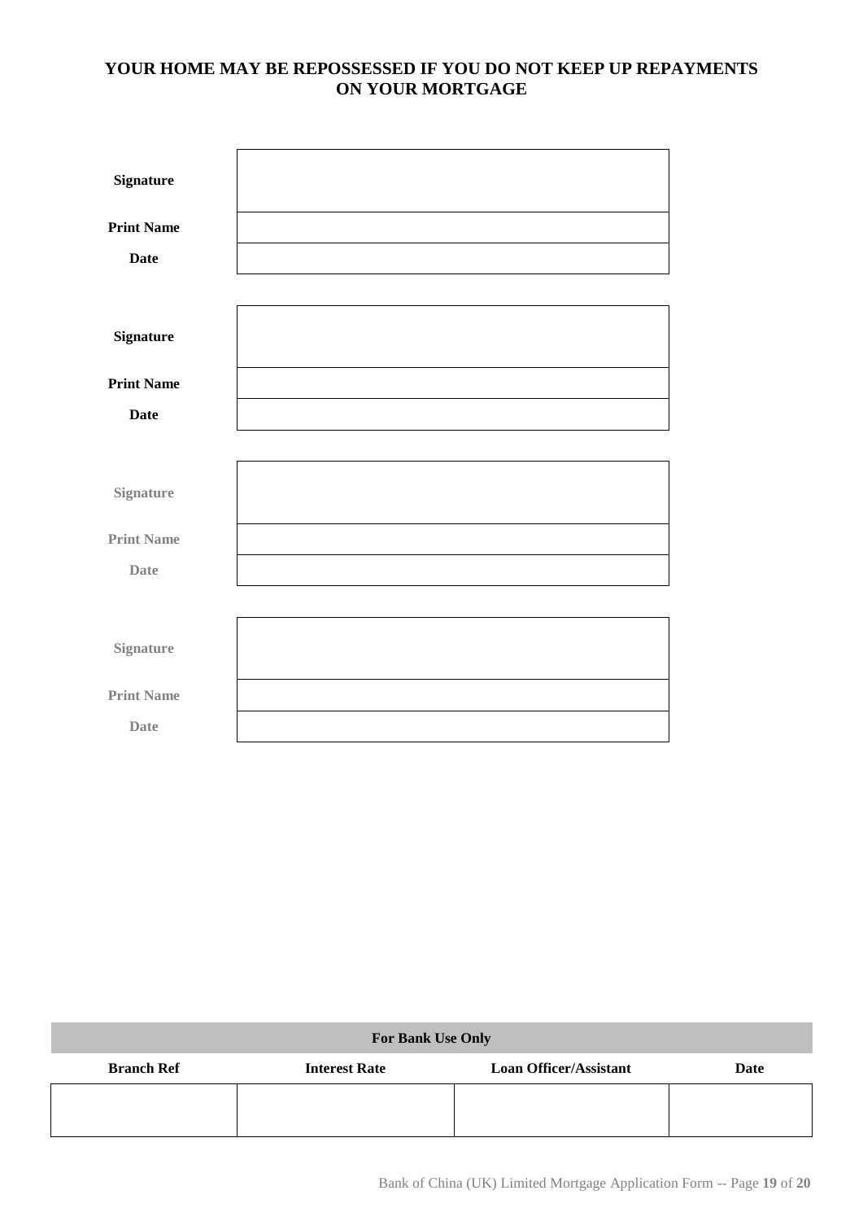**YOUR HOME MAY BE REPOSSESSED IF YOU DO NOT KEEP UP REPAYMENTS ON YOUR MORTGAGE**

| | |
|---|---|
| **Signature** | |
| **Print Name** | |
| **Date** | |

| | |
|---|---|
| **Signature** | |
| **Print Name** | |
| **Date** | |

| | |
|---|---|
| **Signature** | |
| **Print Name** | |
| **Date** | |

| | |
|---|---|
| **Signature** | |
| **Print Name** | |
| **Date** | |

| For Bank Use Only | | | |
|---|---|---|---|
| **Branch Ref** | **Interest Rate** | **Loan Officer/Assistant** | **Date** |
| | | | |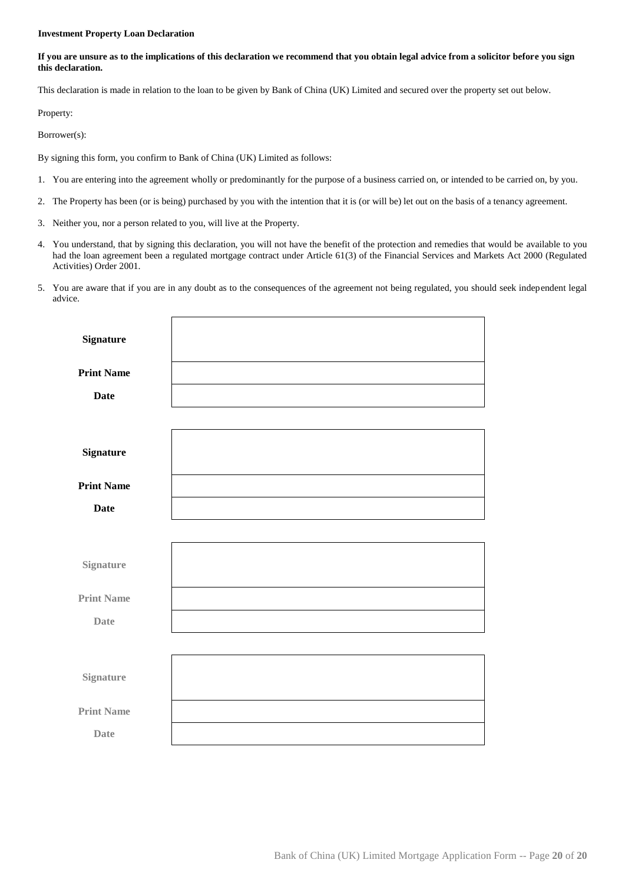**Investment Property Loan Declaration**

**If you are unsure as to the implications of this declaration we recommend that you obtain legal advice from a solicitor before you sign this declaration.**

This declaration is made in relation to the loan to be given by Bank of China (UK) Limited and secured over the property set out below.

Property:

Borrower(s):

By signing this form, you confirm to Bank of China (UK) Limited as follows:

1. You are entering into the agreement wholly or predominantly for the purpose of a business carried on, or intended to be carried on, by you.
2. The Property has been (or is being) purchased by you with the intention that it is (or will be) let out on the basis of a tenancy agreement.
3. Neither you, nor a person related to you, will live at the Property.
4. You understand, that by signing this declaration, you will not have the benefit of the protection and remedies that would be available to you had the loan agreement been a regulated mortgage contract under Article 61(3) of the Financial Services and Markets Act 2000 (Regulated Activities) Order 2001.
5. You are aware that if you are in any doubt as to the consequences of the agreement not being regulated, you should seek independent legal advice.

| | |
|---|---|
| **Signature** | |
| **Print Name** | |
| **Date** | |

| | |
|---|---|
| **Signature** | |
| **Print Name** | |
| **Date** | |

| | |
|---|---|
| **Signature** | |
| **Print Name** | |
| **Date** | |

| | |
|---|---|
| **Signature** | |
| **Print Name** | |
| **Date** | |